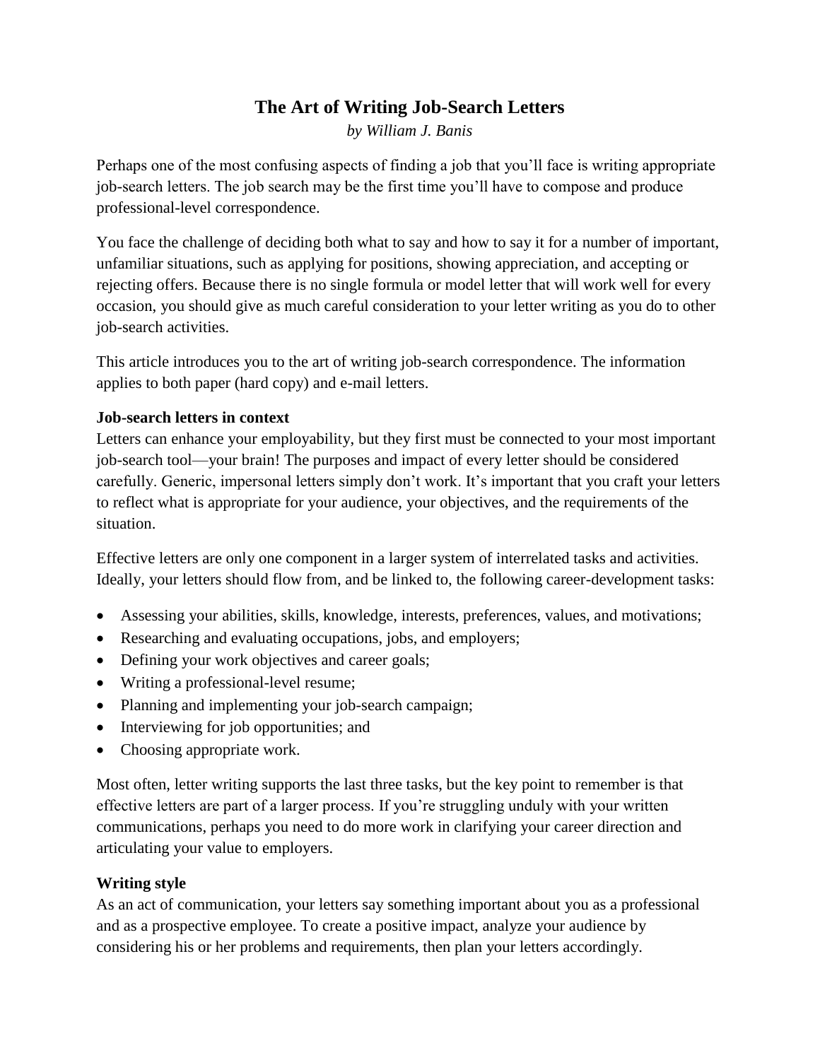# The Art of Writing Job-Search Letters

*by William J. Banis*

Perhaps one of the most confusing aspects of finding a job that you'll face is writing appropriate job-search letters. The job search may be the first time you'll have to compose and produce professional-level correspondence.

You face the challenge of deciding both what to say and how to say it for a number of important, unfamiliar situations, such as applying for positions, showing appreciation, and accepting or rejecting offers. Because there is no single formula or model letter that will work well for every occasion, you should give as much careful consideration to your letter writing as you do to other job-search activities.

This article introduces you to the art of writing job-search correspondence. The information applies to both paper (hard copy) and e-mail letters.

**Job-search letters in context**

Letters can enhance your employability, but they first must be connected to your most important job-search tool—your brain! The purposes and impact of every letter should be considered carefully. Generic, impersonal letters simply don't work. It's important that you craft your letters to reflect what is appropriate for your audience, your objectives, and the requirements of the situation.

Effective letters are only one component in a larger system of interrelated tasks and activities. Ideally, your letters should flow from, and be linked to, the following career-development tasks:

- Assessing your abilities, skills, knowledge, interests, preferences, values, and motivations;
- Researching and evaluating occupations, jobs, and employers;
- Defining your work objectives and career goals;
- Writing a professional-level resume;
- Planning and implementing your job-search campaign;
- Interviewing for job opportunities; and
- Choosing appropriate work.

Most often, letter writing supports the last three tasks, but the key point to remember is that effective letters are part of a larger process. If you're struggling unduly with your written communications, perhaps you need to do more work in clarifying your career direction and articulating your value to employers.

**Writing style**

As an act of communication, your letters say something important about you as a professional and as a prospective employee. To create a positive impact, analyze your audience by considering his or her problems and requirements, then plan your letters accordingly.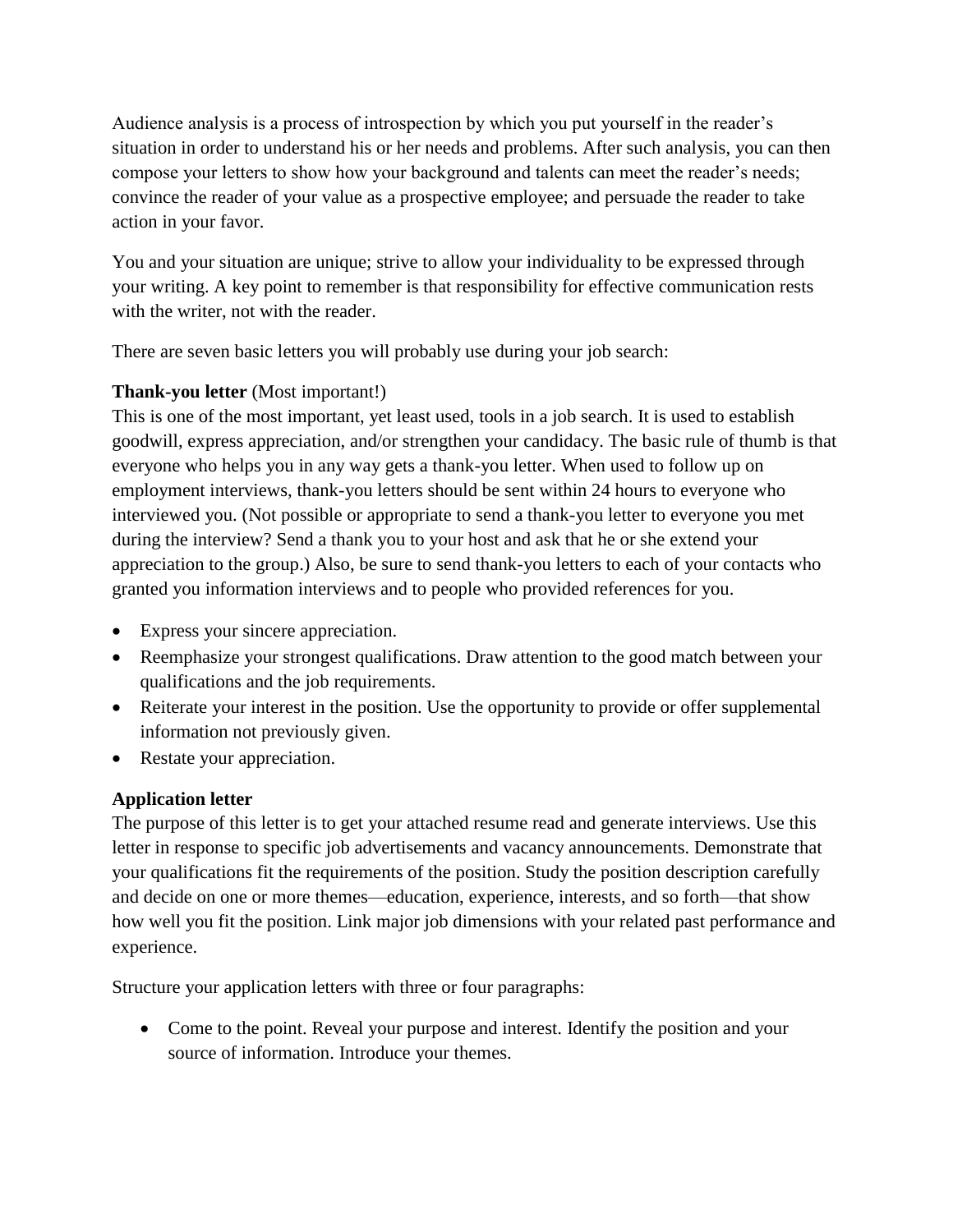Audience analysis is a process of introspection by which you put yourself in the reader's situation in order to understand his or her needs and problems. After such analysis, you can then compose your letters to show how your background and talents can meet the reader's needs; convince the reader of your value as a prospective employee; and persuade the reader to take action in your favor.

You and your situation are unique; strive to allow your individuality to be expressed through your writing. A key point to remember is that responsibility for effective communication rests with the writer, not with the reader.

There are seven basic letters you will probably use during your job search:

**Thank-you letter** (Most important!)
This is one of the most important, yet least used, tools in a job search. It is used to establish goodwill, express appreciation, and/or strengthen your candidacy. The basic rule of thumb is that everyone who helps you in any way gets a thank-you letter. When used to follow up on employment interviews, thank-you letters should be sent within 24 hours to everyone who interviewed you. (Not possible or appropriate to send a thank-you letter to everyone you met during the interview? Send a thank you to your host and ask that he or she extend your appreciation to the group.) Also, be sure to send thank-you letters to each of your contacts who granted you information interviews and to people who provided references for you.

- Express your sincere appreciation.
- Reemphasize your strongest qualifications. Draw attention to the good match between your qualifications and the job requirements.
- Reiterate your interest in the position. Use the opportunity to provide or offer supplemental information not previously given.
- Restate your appreciation.

**Application letter**
The purpose of this letter is to get your attached resume read and generate interviews. Use this letter in response to specific job advertisements and vacancy announcements. Demonstrate that your qualifications fit the requirements of the position. Study the position description carefully and decide on one or more themes—education, experience, interests, and so forth—that show how well you fit the position. Link major job dimensions with your related past performance and experience.

Structure your application letters with three or four paragraphs:

- Come to the point. Reveal your purpose and interest. Identify the position and your source of information. Introduce your themes.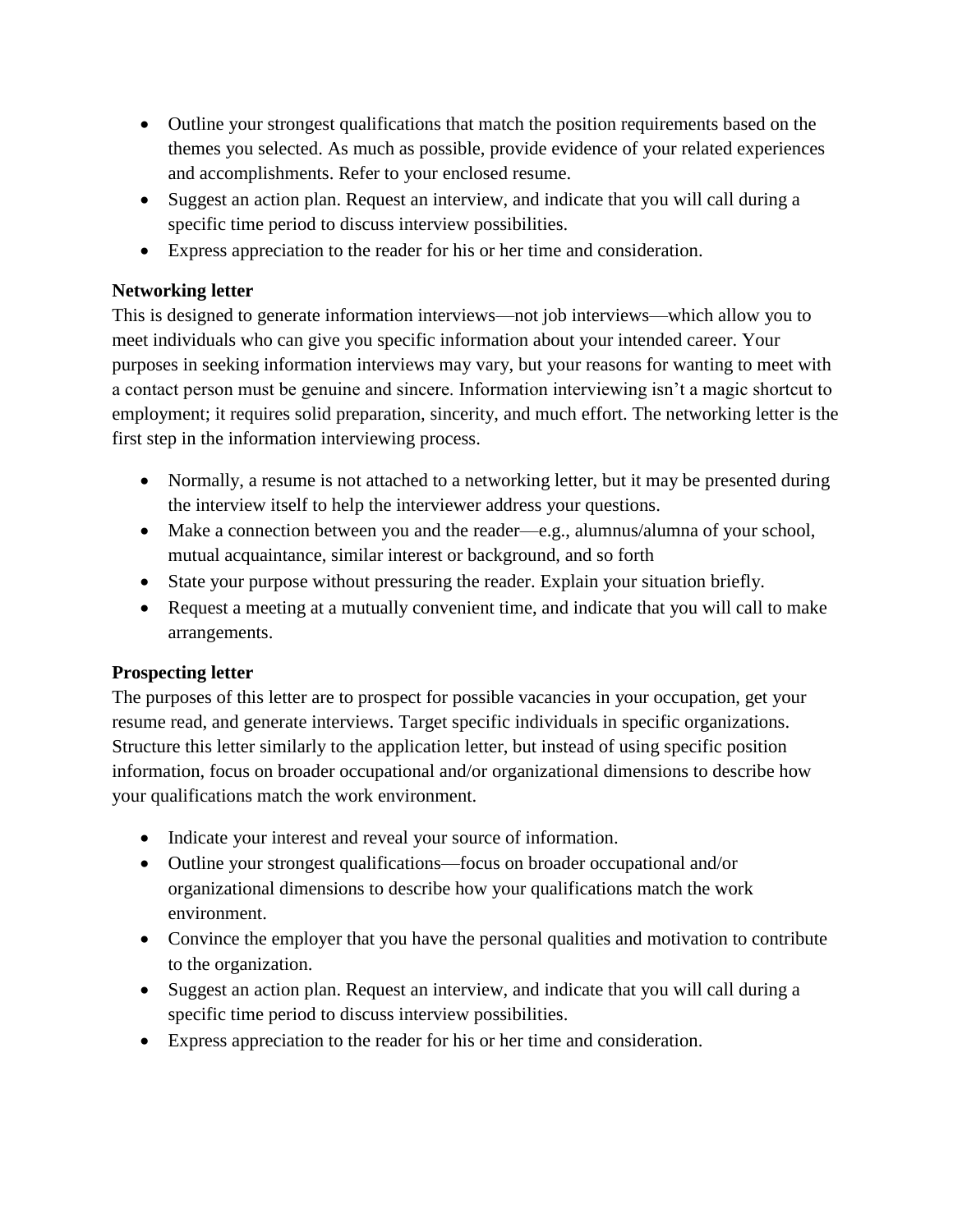- Outline your strongest qualifications that match the position requirements based on the themes you selected. As much as possible, provide evidence of your related experiences and accomplishments. Refer to your enclosed resume.
- Suggest an action plan. Request an interview, and indicate that you will call during a specific time period to discuss interview possibilities.
- Express appreciation to the reader for his or her time and consideration.

**Networking letter**

This is designed to generate information interviews—not job interviews—which allow you to meet individuals who can give you specific information about your intended career. Your purposes in seeking information interviews may vary, but your reasons for wanting to meet with a contact person must be genuine and sincere. Information interviewing isn't a magic shortcut to employment; it requires solid preparation, sincerity, and much effort. The networking letter is the first step in the information interviewing process.

- Normally, a resume is not attached to a networking letter, but it may be presented during the interview itself to help the interviewer address your questions.
- Make a connection between you and the reader—e.g., alumnus/alumna of your school, mutual acquaintance, similar interest or background, and so forth
- State your purpose without pressuring the reader. Explain your situation briefly.
- Request a meeting at a mutually convenient time, and indicate that you will call to make arrangements.

**Prospecting letter**

The purposes of this letter are to prospect for possible vacancies in your occupation, get your resume read, and generate interviews. Target specific individuals in specific organizations. Structure this letter similarly to the application letter, but instead of using specific position information, focus on broader occupational and/or organizational dimensions to describe how your qualifications match the work environment.

- Indicate your interest and reveal your source of information.
- Outline your strongest qualifications—focus on broader occupational and/or organizational dimensions to describe how your qualifications match the work environment.
- Convince the employer that you have the personal qualities and motivation to contribute to the organization.
- Suggest an action plan. Request an interview, and indicate that you will call during a specific time period to discuss interview possibilities.
- Express appreciation to the reader for his or her time and consideration.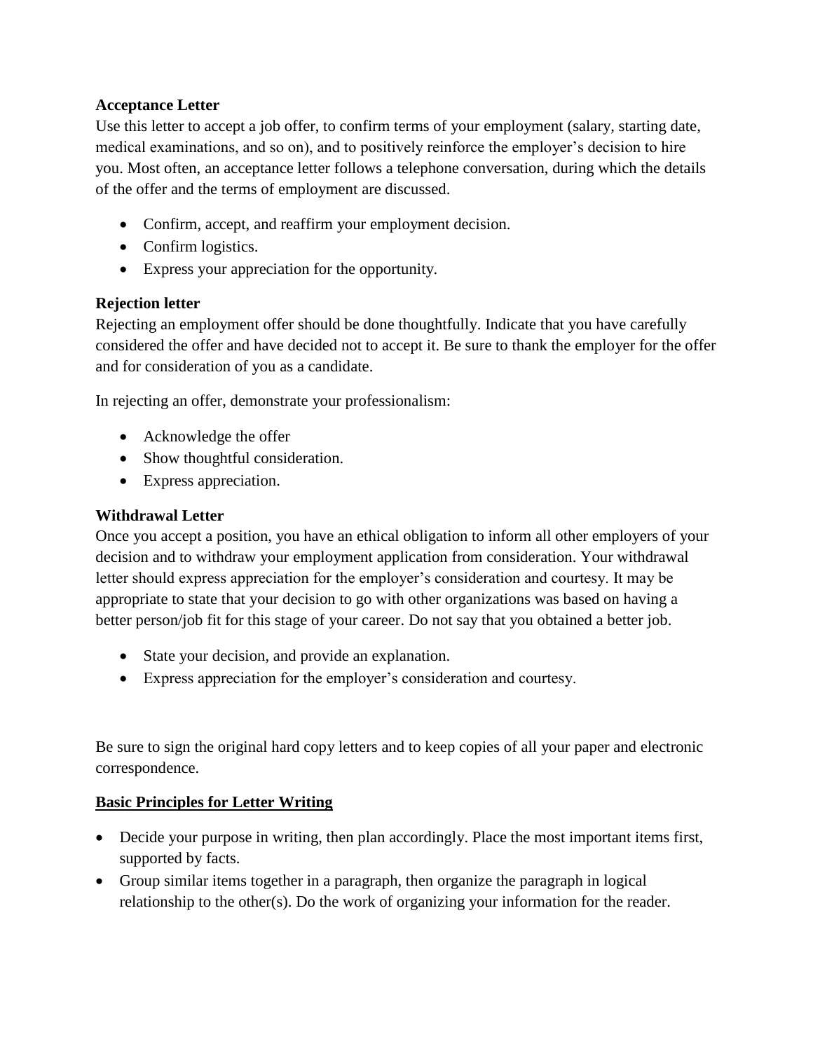**Acceptance Letter**

Use this letter to accept a job offer, to confirm terms of your employment (salary, starting date, medical examinations, and so on), and to positively reinforce the employer's decision to hire you. Most often, an acceptance letter follows a telephone conversation, during which the details of the offer and the terms of employment are discussed.

- Confirm, accept, and reaffirm your employment decision.
- Confirm logistics.
- Express your appreciation for the opportunity.

**Rejection letter**

Rejecting an employment offer should be done thoughtfully. Indicate that you have carefully considered the offer and have decided not to accept it. Be sure to thank the employer for the offer and for consideration of you as a candidate.

In rejecting an offer, demonstrate your professionalism:

- Acknowledge the offer
- Show thoughtful consideration.
- Express appreciation.

**Withdrawal Letter**

Once you accept a position, you have an ethical obligation to inform all other employers of your decision and to withdraw your employment application from consideration. Your withdrawal letter should express appreciation for the employer's consideration and courtesy. It may be appropriate to state that your decision to go with other organizations was based on having a better person/job fit for this stage of your career. Do not say that you obtained a better job.

- State your decision, and provide an explanation.
- Express appreciation for the employer's consideration and courtesy.

Be sure to sign the original hard copy letters and to keep copies of all your paper and electronic correspondence.

**<u>Basic Principles for Letter Writing</u>**

- Decide your purpose in writing, then plan accordingly. Place the most important items first, supported by facts.
- Group similar items together in a paragraph, then organize the paragraph in logical relationship to the other(s). Do the work of organizing your information for the reader.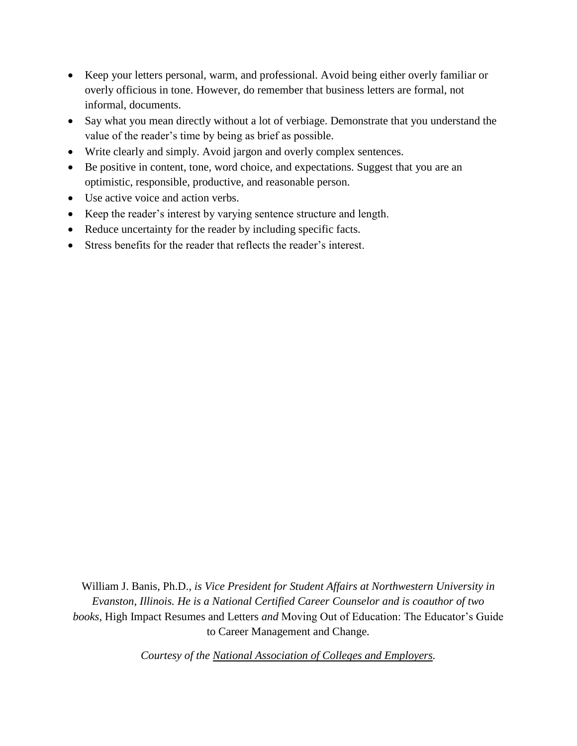- Keep your letters personal, warm, and professional. Avoid being either overly familiar or overly officious in tone. However, do remember that business letters are formal, not informal, documents.
- Say what you mean directly without a lot of verbiage. Demonstrate that you understand the value of the reader's time by being as brief as possible.
- Write clearly and simply. Avoid jargon and overly complex sentences.
- Be positive in content, tone, word choice, and expectations. Suggest that you are an optimistic, responsible, productive, and reasonable person.
- Use active voice and action verbs.
- Keep the reader's interest by varying sentence structure and length.
- Reduce uncertainty for the reader by including specific facts.
- Stress benefits for the reader that reflects the reader's interest.

William J. Banis, Ph.D., *is Vice President for Student Affairs at Northwestern University in Evanston, Illinois. He is a National Certified Career Counselor and is coauthor of two books,* High Impact Resumes and Letters *and* Moving Out of Education: The Educator's Guide to Career Management and Change.

*Courtesy of the National Association of Colleges and Employers.*